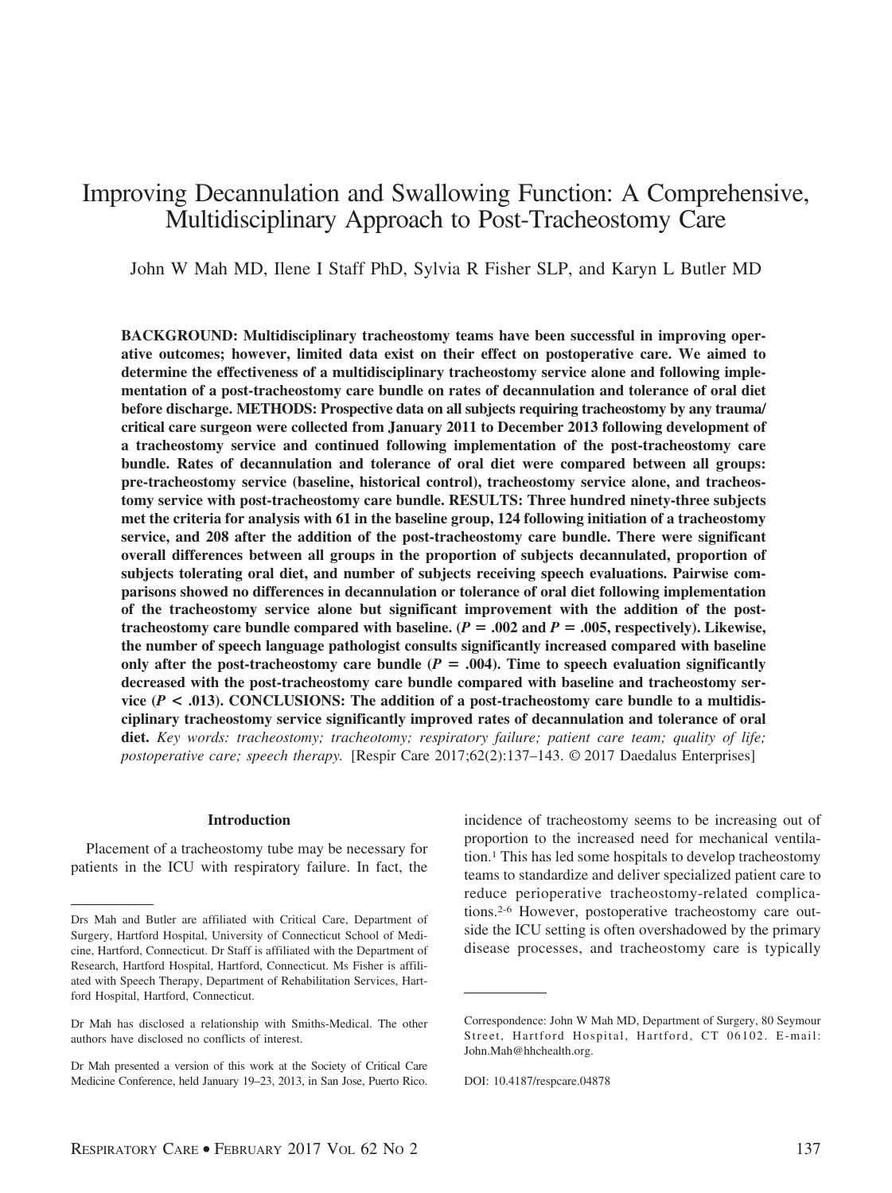# Improving Decannulation and Swallowing Function: A Comprehensive, Multidisciplinary Approach to Post-Tracheostomy Care

John W Mah MD, Ilene I Staff PhD, Sylvia R Fisher SLP, and Karyn L Butler MD

**BACKGROUND: Multidisciplinary tracheostomy teams have been successful in improving operative outcomes; however, limited data exist on their effect on postoperative care. We aimed to determine the effectiveness of a multidisciplinary tracheostomy service alone and following implementation of a post-tracheostomy care bundle on rates of decannulation and tolerance of oral diet before discharge. METHODS: Prospective data on all subjects requiring tracheostomy by any trauma/critical care surgeon were collected from January 2011 to December 2013 following development of a tracheostomy service and continued following implementation of the post-tracheostomy care bundle. Rates of decannulation and tolerance of oral diet were compared between all groups: pre-tracheostomy service (baseline, historical control), tracheostomy service alone, and tracheostomy service with post-tracheostomy care bundle. RESULTS: Three hundred ninety-three subjects met the criteria for analysis with 61 in the baseline group, 124 following initiation of a tracheostomy service, and 208 after the addition of the post-tracheostomy care bundle. There were significant overall differences between all groups in the proportion of subjects decannulated, proportion of subjects tolerating oral diet, and number of subjects receiving speech evaluations. Pairwise comparisons showed no differences in decannulation or tolerance of oral diet following implementation of the tracheostomy service alone but significant improvement with the addition of the post-tracheostomy care bundle compared with baseline. ($P = .002$ and $P = .005$, respectively). Likewise, the number of speech language pathologist consults significantly increased compared with baseline only after the post-tracheostomy care bundle ($P = .004$). Time to speech evaluation significantly decreased with the post-tracheostomy care bundle compared with baseline and tracheostomy service ($P < .013$). CONCLUSIONS: The addition of a post-tracheostomy care bundle to a multidisciplinary tracheostomy service significantly improved rates of decannulation and tolerance of oral diet.** *Key words: tracheostomy; tracheotomy; respiratory failure; patient care team; quality of life; postoperative care; speech therapy.* [Respir Care 2017;62(2):137–143. © 2017 Daedalus Enterprises]

## Introduction

Placement of a tracheostomy tube may be necessary for patients in the ICU with respiratory failure. In fact, the incidence of tracheostomy seems to be increasing out of proportion to the increased need for mechanical ventilation.[1] This has led some hospitals to develop tracheostomy teams to standardize and deliver specialized patient care to reduce perioperative tracheostomy-related complications.[2-6] However, postoperative tracheostomy care outside the ICU setting is often overshadowed by the primary disease processes, and tracheostomy care is typically

---

Drs Mah and Butler are affiliated with Critical Care, Department of Surgery, Hartford Hospital, University of Connecticut School of Medicine, Hartford, Connecticut. Dr Staff is affiliated with the Department of Research, Hartford Hospital, Hartford, Connecticut. Ms Fisher is affiliated with Speech Therapy, Department of Rehabilitation Services, Hartford Hospital, Hartford, Connecticut.

Dr Mah has disclosed a relationship with Smiths-Medical. The other authors have disclosed no conflicts of interest.

Dr Mah presented a version of this work at the Society of Critical Care Medicine Conference, held January 19–23, 2013, in San Jose, Puerto Rico.

Correspondence: John W Mah MD, Department of Surgery, 80 Seymour Street, Hartford Hospital, Hartford, CT 06102. E-mail: John.Mah@hhchealth.org.

DOI: 10.4187/respcare.04878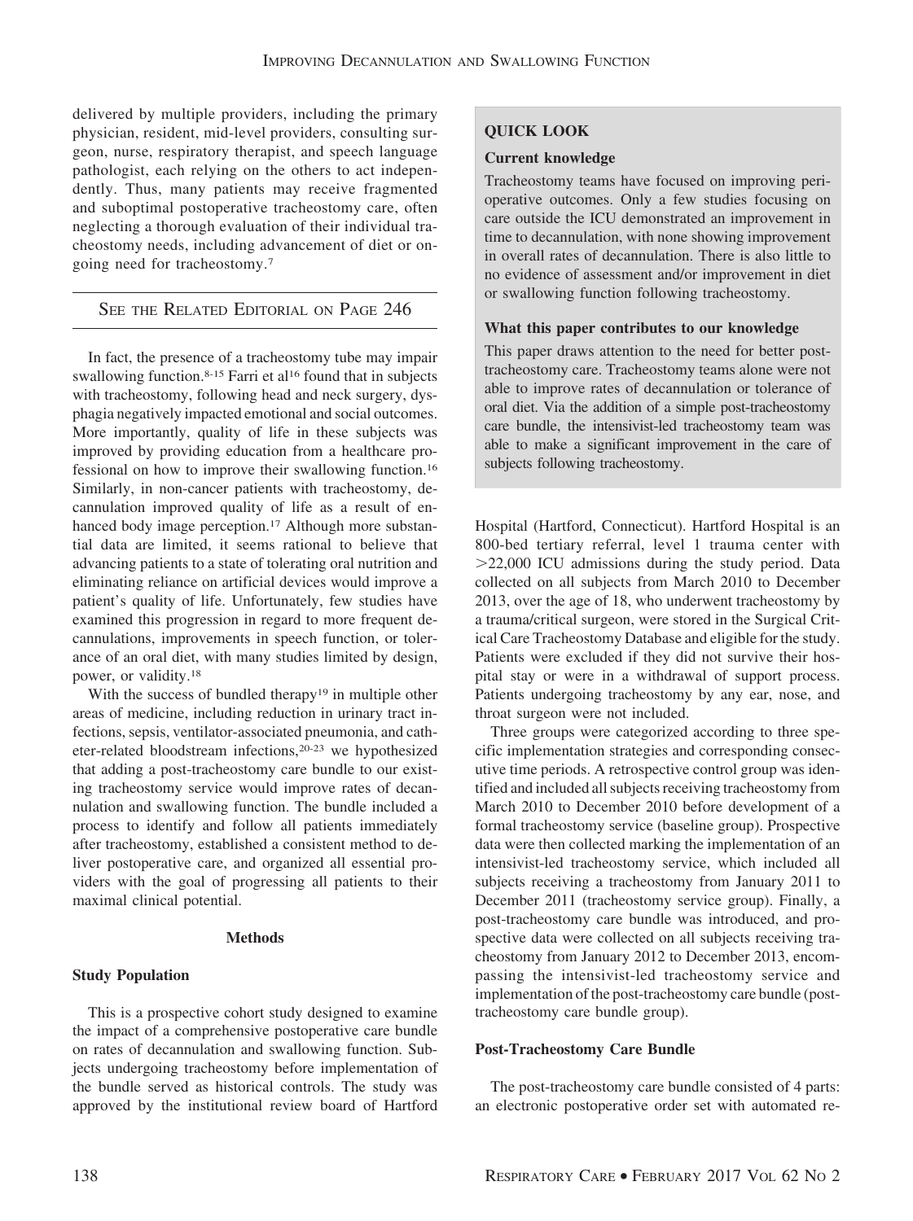delivered by multiple providers, including the primary physician, resident, mid-level providers, consulting surgeon, nurse, respiratory therapist, and speech language pathologist, each relying on the others to act independently. Thus, many patients may receive fragmented and suboptimal postoperative tracheostomy care, often neglecting a thorough evaluation of their individual tracheostomy needs, including advancement of diet or ongoing need for tracheostomy.[7]

SEE THE RELATED EDITORIAL ON PAGE 246

In fact, the presence of a tracheostomy tube may impair swallowing function.[8-15] Farri et al[16] found that in subjects with tracheostomy, following head and neck surgery, dysphagia negatively impacted emotional and social outcomes. More importantly, quality of life in these subjects was improved by providing education from a healthcare professional on how to improve their swallowing function.[16] Similarly, in non-cancer patients with tracheostomy, decannulation improved quality of life as a result of enhanced body image perception.[17] Although more substantial data are limited, it seems rational to believe that advancing patients to a state of tolerating oral nutrition and eliminating reliance on artificial devices would improve a patient's quality of life. Unfortunately, few studies have examined this progression in regard to more frequent decannulations, improvements in speech function, or tolerance of an oral diet, with many studies limited by design, power, or validity.[18]

With the success of bundled therapy[19] in multiple other areas of medicine, including reduction in urinary tract infections, sepsis, ventilator-associated pneumonia, and catheter-related bloodstream infections,[20-23] we hypothesized that adding a post-tracheostomy care bundle to our existing tracheostomy service would improve rates of decannulation and swallowing function. The bundle included a process to identify and follow all patients immediately after tracheostomy, established a consistent method to deliver postoperative care, and organized all essential providers with the goal of progressing all patients to their maximal clinical potential.

> **QUICK LOOK**
>
> **Current knowledge**
>
> Tracheostomy teams have focused on improving perioperative outcomes. Only a few studies focusing on care outside the ICU demonstrated an improvement in time to decannulation, with none showing improvement in overall rates of decannulation. There is also little to no evidence of assessment and/or improvement in diet or swallowing function following tracheostomy.
>
> **What this paper contributes to our knowledge**
>
> This paper draws attention to the need for better post-tracheostomy care. Tracheostomy teams alone were not able to improve rates of decannulation or tolerance of oral diet. Via the addition of a simple post-tracheostomy care bundle, the intensivist-led tracheostomy team was able to make a significant improvement in the care of subjects following tracheostomy.

## Methods

### Study Population

This is a prospective cohort study designed to examine the impact of a comprehensive postoperative care bundle on rates of decannulation and swallowing function. Subjects undergoing tracheostomy before implementation of the bundle served as historical controls. The study was approved by the institutional review board of Hartford Hospital (Hartford, Connecticut). Hartford Hospital is an 800-bed tertiary referral, level 1 trauma center with >22,000 ICU admissions during the study period. Data collected on all subjects from March 2010 to December 2013, over the age of 18, who underwent tracheostomy by a trauma/critical surgeon, were stored in the Surgical Critical Care Tracheostomy Database and eligible for the study. Patients were excluded if they did not survive their hospital stay or were in a withdrawal of support process. Patients undergoing tracheostomy by any ear, nose, and throat surgeon were not included.

Three groups were categorized according to three specific implementation strategies and corresponding consecutive time periods. A retrospective control group was identified and included all subjects receiving tracheostomy from March 2010 to December 2010 before development of a formal tracheostomy service (baseline group). Prospective data were then collected marking the implementation of an intensivist-led tracheostomy service, which included all subjects receiving a tracheostomy from January 2011 to December 2011 (tracheostomy service group). Finally, a post-tracheostomy care bundle was introduced, and prospective data were collected on all subjects receiving tracheostomy from January 2012 to December 2013, encompassing the intensivist-led tracheostomy service and implementation of the post-tracheostomy care bundle (post-tracheostomy care bundle group).

### Post-Tracheostomy Care Bundle

The post-tracheostomy care bundle consisted of 4 parts: an electronic postoperative order set with automated re-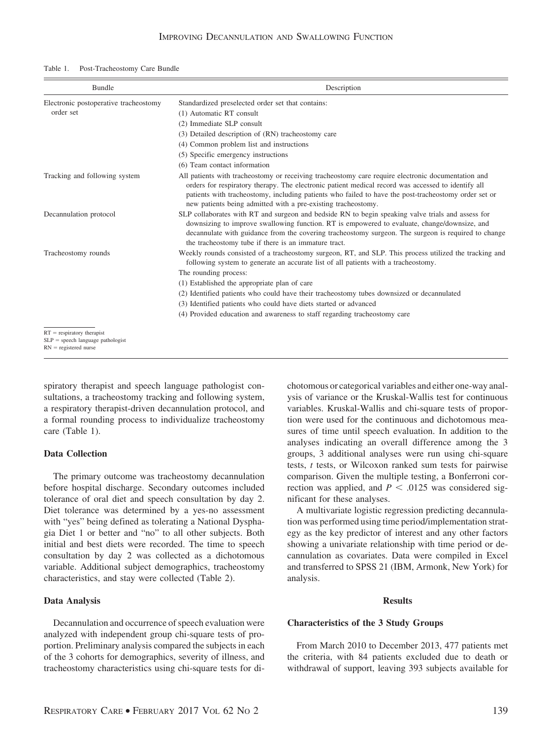Table 1. Post-Tracheostomy Care Bundle

| Bundle | Description |
| --- | --- |
| Electronic postoperative tracheostomy order set | Standardized preselected order set that contains:<br>(1) Automatic RT consult<br>(2) Immediate SLP consult<br>(3) Detailed description of (RN) tracheostomy care<br>(4) Common problem list and instructions<br>(5) Specific emergency instructions<br>(6) Team contact information |
| Tracking and following system | All patients with tracheostomy or receiving tracheostomy care require electronic documentation and orders for respiratory therapy. The electronic patient medical record was accessed to identify all patients with tracheostomy, including patients who failed to have the post-tracheostomy order set or new patients being admitted with a pre-existing tracheostomy. |
| Decannulation protocol | SLP collaborates with RT and surgeon and bedside RN to begin speaking valve trials and assess for downsizing to improve swallowing function. RT is empowered to evaluate, change/downsize, and decannulate with guidance from the covering tracheostomy surgeon. The surgeon is required to change the tracheostomy tube if there is an immature tract. |
| Tracheostomy rounds | Weekly rounds consisted of a tracheostomy surgeon, RT, and SLP. This process utilized the tracking and following system to generate an accurate list of all patients with a tracheostomy.<br>The rounding process:<br>(1) Established the appropriate plan of care<br>(2) Identified patients who could have their tracheostomy tubes downsized or decannulated<br>(3) Identified patients who could have diets started or advanced<br>(4) Provided education and awareness to staff regarding tracheostomy care |

RT = respiratory therapist
SLP = speech language pathologist
RN = registered nurse

spiratory therapist and speech language pathologist consultations, a tracheostomy tracking and following system, a respiratory therapist-driven decannulation protocol, and a formal rounding process to individualize tracheostomy care (Table 1).

### Data Collection

The primary outcome was tracheostomy decannulation before hospital discharge. Secondary outcomes included tolerance of oral diet and speech consultation by day 2. Diet tolerance was determined by a yes-no assessment with "yes" being defined as tolerating a National Dysphagia Diet 1 or better and "no" to all other subjects. Both initial and best diets were recorded. The time to speech consultation by day 2 was collected as a dichotomous variable. Additional subject demographics, tracheostomy characteristics, and stay were collected (Table 2).

### Data Analysis

Decannulation and occurrence of speech evaluation were analyzed with independent group chi-square tests of proportion. Preliminary analysis compared the subjects in each of the 3 cohorts for demographics, severity of illness, and tracheostomy characteristics using chi-square tests for dichotomous or categorical variables and either one-way analysis of variance or the Kruskal-Wallis test for continuous variables. Kruskal-Wallis and chi-square tests of proportion were used for the continuous and dichotomous measures of time until speech evaluation. In addition to the analyses indicating an overall difference among the 3 groups, 3 additional analyses were run using chi-square tests, *t* tests, or Wilcoxon ranked sum tests for pairwise comparison. Given the multiple testing, a Bonferroni correction was applied, and $P < .0125$ was considered significant for these analyses.

A multivariate logistic regression predicting decannulation was performed using time period/implementation strategy as the key predictor of interest and any other factors showing a univariate relationship with time period or decannulation as covariates. Data were compiled in Excel and transferred to SPSS 21 (IBM, Armonk, New York) for analysis.

## Results

### Characteristics of the 3 Study Groups

From March 2010 to December 2013, 477 patients met the criteria, with 84 patients excluded due to death or withdrawal of support, leaving 393 subjects available for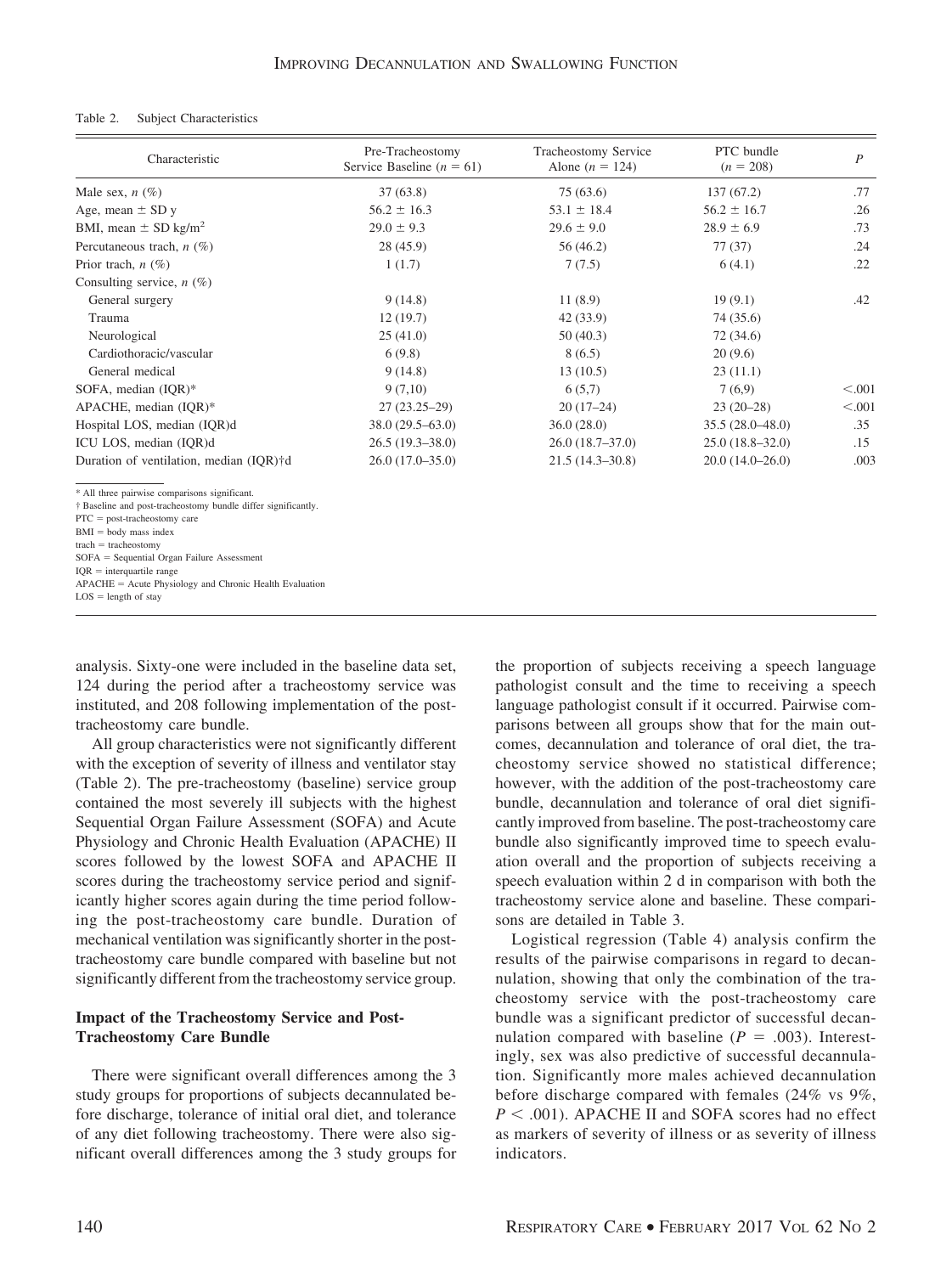Table 2. Subject Characteristics

| Characteristic | Pre-Tracheostomy Service Baseline ($n$ = 61) | Tracheostomy Service Alone ($n$ = 124) | PTC bundle ($n$ = 208) | $P$ |
|---|---|---|---|---|
| Male sex, $n$ (%) | 37 (63.8) | 75 (63.6) | 137 (67.2) | .77 |
| Age, mean ± SD y | 56.2 ± 16.3 | 53.1 ± 18.4 | 56.2 ± 16.7 | .26 |
| BMI, mean ± SD kg/m$^2$ | 29.0 ± 9.3 | 29.6 ± 9.0 | 28.9 ± 6.9 | .73 |
| Percutaneous trach, $n$ (%) | 28 (45.9) | 56 (46.2) | 77 (37) | .24 |
| Prior trach, $n$ (%) | 1 (1.7) | 7 (7.5) | 6 (4.1) | .22 |
| Consulting service, $n$ (%) | | | | |
| General surgery | 9 (14.8) | 11 (8.9) | 19 (9.1) | .42 |
| Trauma | 12 (19.7) | 42 (33.9) | 74 (35.6) | |
| Neurological | 25 (41.0) | 50 (40.3) | 72 (34.6) | |
| Cardiothoracic/vascular | 6 (9.8) | 8 (6.5) | 20 (9.6) | |
| General medical | 9 (14.8) | 13 (10.5) | 23 (11.1) | |
| SOFA, median (IQR)* | 9 (7,10) | 6 (5,7) | 7 (6,9) | <.001 |
| APACHE, median (IQR)* | 27 (23.25–29) | 20 (17–24) | 23 (20–28) | <.001 |
| Hospital LOS, median (IQR)d | 38.0 (29.5–63.0) | 36.0 (28.0) | 35.5 (28.0–48.0) | .35 |
| ICU LOS, median (IQR)d | 26.5 (19.3–38.0) | 26.0 (18.7–37.0) | 25.0 (18.8–32.0) | .15 |
| Duration of ventilation, median (IQR)†d | 26.0 (17.0–35.0) | 21.5 (14.3–30.8) | 20.0 (14.0–26.0) | .003 |

\* All three pairwise comparisons significant.
† Baseline and post-tracheostomy bundle differ significantly.
PTC = post-tracheostomy care
BMI = body mass index
trach = tracheostomy
SOFA = Sequential Organ Failure Assessment
IQR = interquartile range
APACHE = Acute Physiology and Chronic Health Evaluation
LOS = length of stay

analysis. Sixty-one were included in the baseline data set, 124 during the period after a tracheostomy service was instituted, and 208 following implementation of the post-tracheostomy care bundle.

All group characteristics were not significantly different with the exception of severity of illness and ventilator stay (Table 2). The pre-tracheostomy (baseline) service group contained the most severely ill subjects with the highest Sequential Organ Failure Assessment (SOFA) and Acute Physiology and Chronic Health Evaluation (APACHE) II scores followed by the lowest SOFA and APACHE II scores during the tracheostomy service period and significantly higher scores again during the time period following the post-tracheostomy care bundle. Duration of mechanical ventilation was significantly shorter in the post-tracheostomy care bundle compared with baseline but not significantly different from the tracheostomy service group.

### Impact of the Tracheostomy Service and Post-Tracheostomy Care Bundle

There were significant overall differences among the 3 study groups for proportions of subjects decannulated before discharge, tolerance of initial oral diet, and tolerance of any diet following tracheostomy. There were also significant overall differences among the 3 study groups for the proportion of subjects receiving a speech language pathologist consult and the time to receiving a speech language pathologist consult if it occurred. Pairwise comparisons between all groups show that for the main outcomes, decannulation and tolerance of oral diet, the tracheostomy service showed no statistical difference; however, with the addition of the post-tracheostomy care bundle, decannulation and tolerance of oral diet significantly improved from baseline. The post-tracheostomy care bundle also significantly improved time to speech evaluation overall and the proportion of subjects receiving a speech evaluation within 2 d in comparison with both the tracheostomy service alone and baseline. These comparisons are detailed in Table 3.

Logistical regression (Table 4) analysis confirm the results of the pairwise comparisons in regard to decannulation, showing that only the combination of the tracheostomy service with the post-tracheostomy care bundle was a significant predictor of successful decannulation compared with baseline ($P$ = .003). Interestingly, sex was also predictive of successful decannulation. Significantly more males achieved decannulation before discharge compared with females (24% vs 9%, $P$ < .001). APACHE II and SOFA scores had no effect as markers of severity of illness or as severity of illness indicators.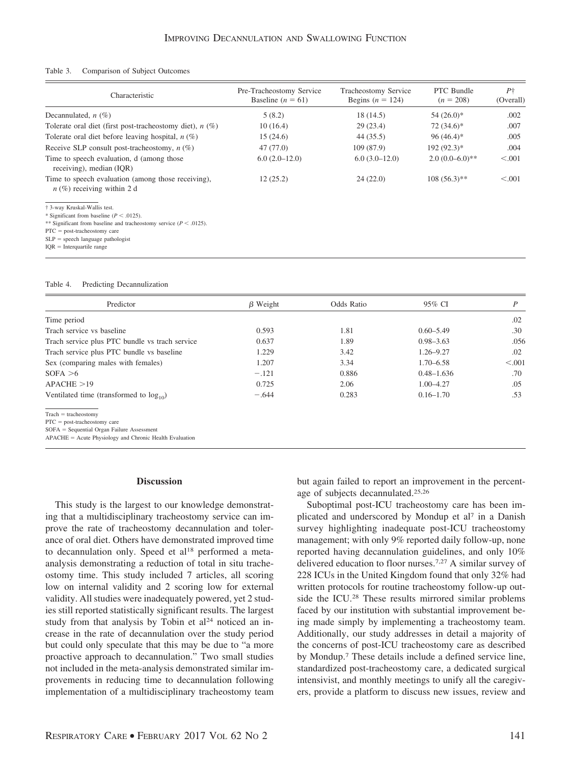Table 3. Comparison of Subject Outcomes

| Characteristic | Pre-Tracheostomy Service Baseline ($n$ = 61) | Tracheostomy Service Begins ($n$ = 124) | PTC Bundle ($n$ = 208) | $P$† (Overall) |
|---|---|---|---|---|
| Decannulated, $n$ (%) | 5 (8.2) | 18 (14.5) | 54 (26.0)* | .002 |
| Tolerate oral diet (first post-tracheostomy diet), $n$ (%) | 10 (16.4) | 29 (23.4) | 72 (34.6)* | .007 |
| Tolerate oral diet before leaving hospital, $n$ (%) | 15 (24.6) | 44 (35.5) | 96 (46.4)* | .005 |
| Receive SLP consult post-tracheostomy, $n$ (%) | 47 (77.0) | 109 (87.9) | 192 (92.3)* | .004 |
| Time to speech evaluation, d (among those receiving), median (IQR) | 6.0 (2.0–12.0) | 6.0 (3.0–12.0) | 2.0 (0.0–6.0)** | <.001 |
| Time to speech evaluation (among those receiving), $n$ (%) receiving within 2 d | 12 (25.2) | 24 (22.0) | 108 (56.3)** | <.001 |

† 3-way Kruskal-Wallis test.
\* Significant from baseline ($P < .0125$).
\*\* Significant from baseline and tracheostomy service ($P < .0125$).
PTC = post-tracheostomy care
SLP = speech language pathologist
IQR = Interquartile range

Table 4. Predicting Decannulization

| Predictor | β Weight | Odds Ratio | 95% CI | $P$ |
|---|---|---|---|---|
| Time period | | | | .02 |
| Trach service vs baseline | 0.593 | 1.81 | 0.60–5.49 | .30 |
| Trach service plus PTC bundle vs trach service | 0.637 | 1.89 | 0.98–3.63 | .056 |
| Trach service plus PTC bundle vs baseline | 1.229 | 3.42 | 1.26–9.27 | .02 |
| Sex (comparing males with females) | 1.207 | 3.34 | 1.70–6.58 | <.001 |
| SOFA >6 | −.121 | 0.886 | 0.48–1.636 | .70 |
| APACHE >19 | 0.725 | 2.06 | 1.00–4.27 | .05 |
| Ventilated time (transformed to $\log_{10}$) | −.644 | 0.283 | 0.16–1.70 | .53 |

Trach = tracheostomy
PTC = post-tracheostomy care
SOFA = Sequential Organ Failure Assessment
APACHE = Acute Physiology and Chronic Health Evaluation

## Discussion

This study is the largest to our knowledge demonstrating that a multidisciplinary tracheostomy service can improve the rate of tracheostomy decannulation and tolerance of oral diet. Others have demonstrated improved time to decannulation only. Speed et al[18] performed a meta-analysis demonstrating a reduction of total in situ tracheostomy time. This study included 7 articles, all scoring low on internal validity and 2 scoring low for external validity. All studies were inadequately powered, yet 2 studies still reported statistically significant results. The largest study from that analysis by Tobin et al[24] noticed an increase in the rate of decannulation over the study period but could only speculate that this may be due to "a more proactive approach to decannulation." Two small studies not included in the meta-analysis demonstrated similar improvements in reducing time to decannulation following implementation of a multidisciplinary tracheostomy team but again failed to report an improvement in the percentage of subjects decannulated.[25,26]

Suboptimal post-ICU tracheostomy care has been implicated and underscored by Mondup et al[7] in a Danish survey highlighting inadequate post-ICU tracheostomy management; with only 9% reported daily follow-up, none reported having decannulation guidelines, and only 10% delivered education to floor nurses.[7,27] A similar survey of 228 ICUs in the United Kingdom found that only 32% had written protocols for routine tracheostomy follow-up outside the ICU.[28] These results mirrored similar problems faced by our institution with substantial improvement being made simply by implementing a tracheostomy team. Additionally, our study addresses in detail a majority of the concerns of post-ICU tracheostomy care as described by Mondup.[7] These details include a defined service line, standardized post-tracheostomy care, a dedicated surgical intensivist, and monthly meetings to unify all the caregivers, provide a platform to discuss new issues, review and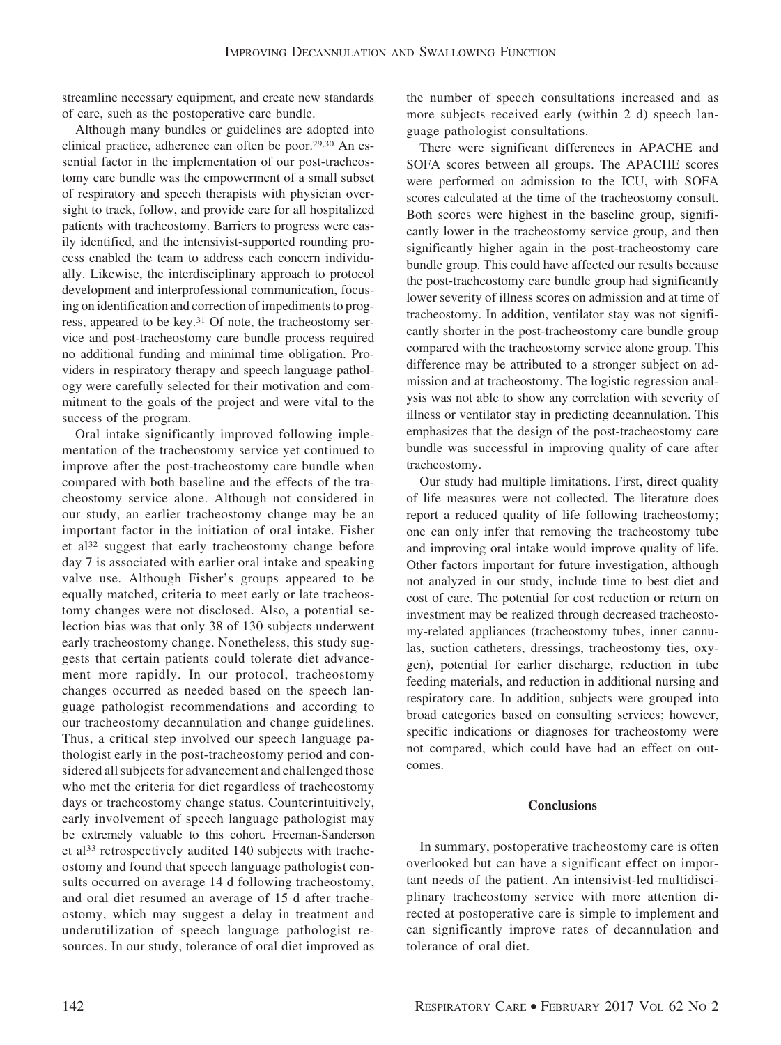streamline necessary equipment, and create new standards of care, such as the postoperative care bundle.

Although many bundles or guidelines are adopted into clinical practice, adherence can often be poor.[29,30] An essential factor in the implementation of our post-tracheostomy care bundle was the empowerment of a small subset of respiratory and speech therapists with physician oversight to track, follow, and provide care for all hospitalized patients with tracheostomy. Barriers to progress were easily identified, and the intensivist-supported rounding process enabled the team to address each concern individually. Likewise, the interdisciplinary approach to protocol development and interprofessional communication, focusing on identification and correction of impediments to progress, appeared to be key.[31] Of note, the tracheostomy service and post-tracheostomy care bundle process required no additional funding and minimal time obligation. Providers in respiratory therapy and speech language pathology were carefully selected for their motivation and commitment to the goals of the project and were vital to the success of the program.

Oral intake significantly improved following implementation of the tracheostomy service yet continued to improve after the post-tracheostomy care bundle when compared with both baseline and the effects of the tracheostomy service alone. Although not considered in our study, an earlier tracheostomy change may be an important factor in the initiation of oral intake. Fisher et al[32] suggest that early tracheostomy change before day 7 is associated with earlier oral intake and speaking valve use. Although Fisher's groups appeared to be equally matched, criteria to meet early or late tracheostomy changes were not disclosed. Also, a potential selection bias was that only 38 of 130 subjects underwent early tracheostomy change. Nonetheless, this study suggests that certain patients could tolerate diet advancement more rapidly. In our protocol, tracheostomy changes occurred as needed based on the speech language pathologist recommendations and according to our tracheostomy decannulation and change guidelines. Thus, a critical step involved our speech language pathologist early in the post-tracheostomy period and considered all subjects for advancement and challenged those who met the criteria for diet regardless of tracheostomy days or tracheostomy change status. Counterintuitively, early involvement of speech language pathologist may be extremely valuable to this cohort. Freeman-Sanderson et al[33] retrospectively audited 140 subjects with tracheostomy and found that speech language pathologist consults occurred on average 14 d following tracheostomy, and oral diet resumed an average of 15 d after tracheostomy, which may suggest a delay in treatment and underutilization of speech language pathologist resources. In our study, tolerance of oral diet improved as the number of speech consultations increased and as more subjects received early (within 2 d) speech language pathologist consultations.

There were significant differences in APACHE and SOFA scores between all groups. The APACHE scores were performed on admission to the ICU, with SOFA scores calculated at the time of the tracheostomy consult. Both scores were highest in the baseline group, significantly lower in the tracheostomy service group, and then significantly higher again in the post-tracheostomy care bundle group. This could have affected our results because the post-tracheostomy care bundle group had significantly lower severity of illness scores on admission and at time of tracheostomy. In addition, ventilator stay was not significantly shorter in the post-tracheostomy care bundle group compared with the tracheostomy service alone group. This difference may be attributed to a stronger subject on admission and at tracheostomy. The logistic regression analysis was not able to show any correlation with severity of illness or ventilator stay in predicting decannulation. This emphasizes that the design of the post-tracheostomy care bundle was successful in improving quality of care after tracheostomy.

Our study had multiple limitations. First, direct quality of life measures were not collected. The literature does report a reduced quality of life following tracheostomy; one can only infer that removing the tracheostomy tube and improving oral intake would improve quality of life. Other factors important for future investigation, although not analyzed in our study, include time to best diet and cost of care. The potential for cost reduction or return on investment may be realized through decreased tracheostomy-related appliances (tracheostomy tubes, inner cannulas, suction catheters, dressings, tracheostomy ties, oxygen), potential for earlier discharge, reduction in tube feeding materials, and reduction in additional nursing and respiratory care. In addition, subjects were grouped into broad categories based on consulting services; however, specific indications or diagnoses for tracheostomy were not compared, which could have had an effect on outcomes.

## Conclusions

In summary, postoperative tracheostomy care is often overlooked but can have a significant effect on important needs of the patient. An intensivist-led multidisciplinary tracheostomy service with more attention directed at postoperative care is simple to implement and can significantly improve rates of decannulation and tolerance of oral diet.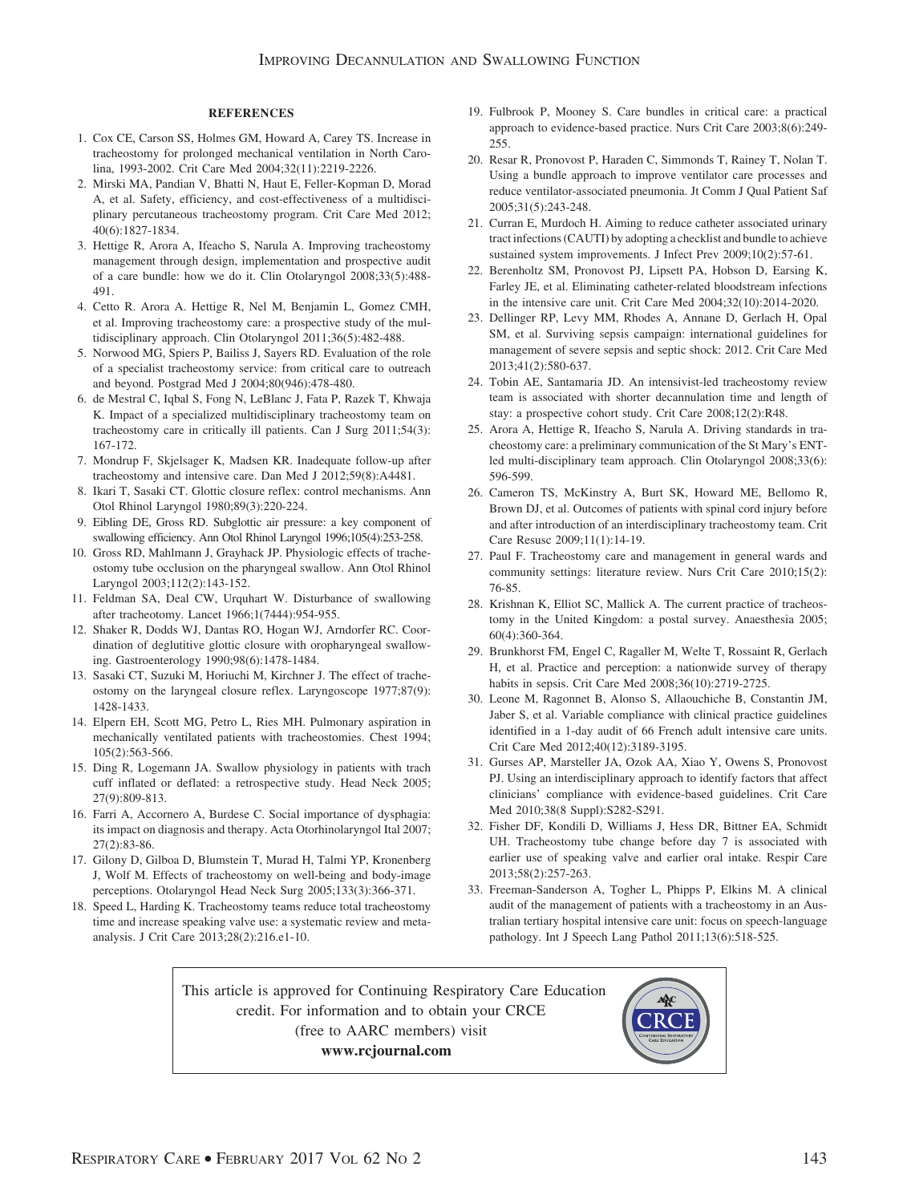## REFERENCES

1. Cox CE, Carson SS, Holmes GM, Howard A, Carey TS. Increase in tracheostomy for prolonged mechanical ventilation in North Carolina, 1993-2002. Crit Care Med 2004;32(11):2219-2226.
2. Mirski MA, Pandian V, Bhatti N, Haut E, Feller-Kopman D, Morad A, et al. Safety, efficiency, and cost-effectiveness of a multidisciplinary percutaneous tracheostomy program. Crit Care Med 2012; 40(6):1827-1834.
3. Hettige R, Arora A, Ifeacho S, Narula A. Improving tracheostomy management through design, implementation and prospective audit of a care bundle: how we do it. Clin Otolaryngol 2008;33(5):488-491.
4. Cetto R. Arora A. Hettige R, Nel M, Benjamin L, Gomez CMH, et al. Improving tracheostomy care: a prospective study of the multidisciplinary approach. Clin Otolaryngol 2011;36(5):482-488.
5. Norwood MG, Spiers P, Bailiss J, Sayers RD. Evaluation of the role of a specialist tracheostomy service: from critical care to outreach and beyond. Postgrad Med J 2004;80(946):478-480.
6. de Mestral C, Iqbal S, Fong N, LeBlanc J, Fata P, Razek T, Khwaja K. Impact of a specialized multidisciplinary tracheostomy team on tracheostomy care in critically ill patients. Can J Surg 2011;54(3): 167-172.
7. Mondrup F, Skjelsager K, Madsen KR. Inadequate follow-up after tracheostomy and intensive care. Dan Med J 2012;59(8):A4481.
8. Ikari T, Sasaki CT. Glottic closure reflex: control mechanisms. Ann Otol Rhinol Laryngol 1980;89(3):220-224.
9. Eibling DE, Gross RD. Subglottic air pressure: a key component of swallowing efficiency. Ann Otol Rhinol Laryngol 1996;105(4):253-258.
10. Gross RD, Mahlmann J, Grayhack JP. Physiologic effects of tracheostomy tube occlusion on the pharyngeal swallow. Ann Otol Rhinol Laryngol 2003;112(2):143-152.
11. Feldman SA, Deal CW, Urquhart W. Disturbance of swallowing after tracheotomy. Lancet 1966;1(7444):954-955.
12. Shaker R, Dodds WJ, Dantas RO, Hogan WJ, Arndorfer RC. Coordination of deglutitive glottic closure with oropharyngeal swallowing. Gastroenterology 1990;98(6):1478-1484.
13. Sasaki CT, Suzuki M, Horiuchi M, Kirchner J. The effect of tracheostomy on the laryngeal closure reflex. Laryngoscope 1977;87(9): 1428-1433.
14. Elpern EH, Scott MG, Petro L, Ries MH. Pulmonary aspiration in mechanically ventilated patients with tracheostomies. Chest 1994; 105(2):563-566.
15. Ding R, Logemann JA. Swallow physiology in patients with trach cuff inflated or deflated: a retrospective study. Head Neck 2005; 27(9):809-813.
16. Farri A, Accornero A, Burdese C. Social importance of dysphagia: its impact on diagnosis and therapy. Acta Otorhinolaryngol Ital 2007; 27(2):83-86.
17. Gilony D, Gilboa D, Blumstein T, Murad H, Talmi YP, Kronenberg J, Wolf M. Effects of tracheostomy on well-being and body-image perceptions. Otolaryngol Head Neck Surg 2005;133(3):366-371.
18. Speed L, Harding K. Tracheostomy teams reduce total tracheostomy time and increase speaking valve use: a systematic review and meta-analysis. J Crit Care 2013;28(2):216.e1-10.
19. Fulbrook P, Mooney S. Care bundles in critical care: a practical approach to evidence-based practice. Nurs Crit Care 2003;8(6):249-255.
20. Resar R, Pronovost P, Haraden C, Simmonds T, Rainey T, Nolan T. Using a bundle approach to improve ventilator care processes and reduce ventilator-associated pneumonia. Jt Comm J Qual Patient Saf 2005;31(5):243-248.
21. Curran E, Murdoch H. Aiming to reduce catheter associated urinary tract infections (CAUTI) by adopting a checklist and bundle to achieve sustained system improvements. J Infect Prev 2009;10(2):57-61.
22. Berenholtz SM, Pronovost PJ, Lipsett PA, Hobson D, Earsing K, Farley JE, et al. Eliminating catheter-related bloodstream infections in the intensive care unit. Crit Care Med 2004;32(10):2014-2020.
23. Dellinger RP, Levy MM, Rhodes A, Annane D, Gerlach H, Opal SM, et al. Surviving sepsis campaign: international guidelines for management of severe sepsis and septic shock: 2012. Crit Care Med 2013;41(2):580-637.
24. Tobin AE, Santamaria JD. An intensivist-led tracheostomy review team is associated with shorter decannulation time and length of stay: a prospective cohort study. Crit Care 2008;12(2):R48.
25. Arora A, Hettige R, Ifeacho S, Narula A. Driving standards in tracheostomy care: a preliminary communication of the St Mary's ENT-led multi-disciplinary team approach. Clin Otolaryngol 2008;33(6): 596-599.
26. Cameron TS, McKinstry A, Burt SK, Howard ME, Bellomo R, Brown DJ, et al. Outcomes of patients with spinal cord injury before and after introduction of an interdisciplinary tracheostomy team. Crit Care Resusc 2009;11(1):14-19.
27. Paul F. Tracheostomy care and management in general wards and community settings: literature review. Nurs Crit Care 2010;15(2): 76-85.
28. Krishnan K, Elliot SC, Mallick A. The current practice of tracheostomy in the United Kingdom: a postal survey. Anaesthesia 2005; 60(4):360-364.
29. Brunkhorst FM, Engel C, Ragaller M, Welte T, Rossaint R, Gerlach H, et al. Practice and perception: a nationwide survey of therapy habits in sepsis. Crit Care Med 2008;36(10):2719-2725.
30. Leone M, Ragonnet B, Alonso S, Allaouchiche B, Constantin JM, Jaber S, et al. Variable compliance with clinical practice guidelines identified in a 1-day audit of 66 French adult intensive care units. Crit Care Med 2012;40(12):3189-3195.
31. Gurses AP, Marsteller JA, Ozok AA, Xiao Y, Owens S, Pronovost PJ. Using an interdisciplinary approach to identify factors that affect clinicians' compliance with evidence-based guidelines. Crit Care Med 2010;38(8 Suppl):S282-S291.
32. Fisher DF, Kondili D, Williams J, Hess DR, Bittner EA, Schmidt UH. Tracheostomy tube change before day 7 is associated with earlier use of speaking valve and earlier oral intake. Respir Care 2013;58(2):257-263.
33. Freeman-Sanderson A, Togher L, Phipps P, Elkins M. A clinical audit of the management of patients with a tracheostomy in an Australian tertiary hospital intensive care unit: focus on speech-language pathology. Int J Speech Lang Pathol 2011;13(6):518-525.

This article is approved for Continuing Respiratory Care Education credit. For information and to obtain your CRCE (free to AARC members) visit
**www.rcjournal.com**